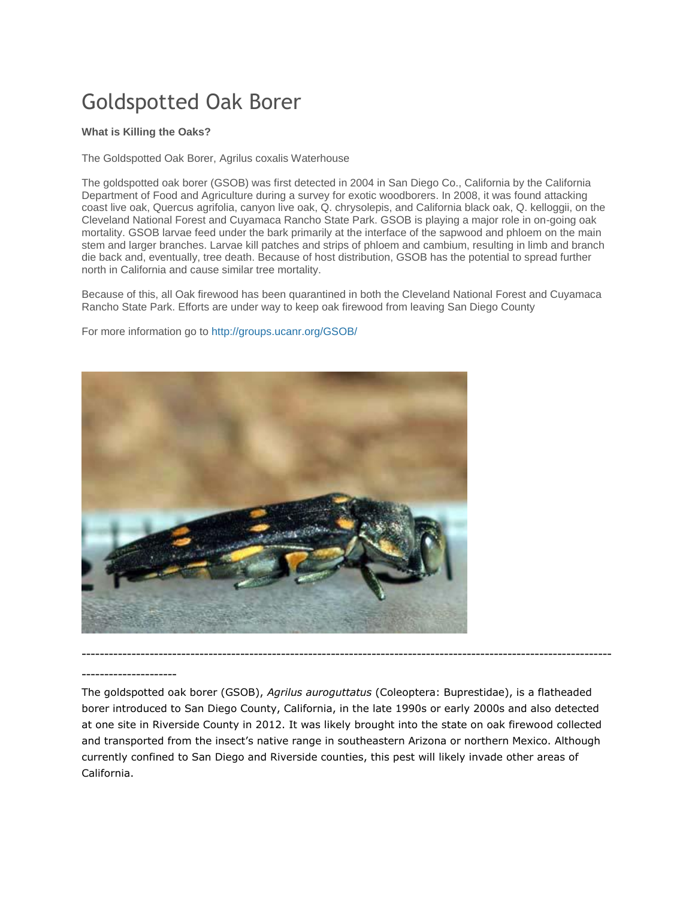# Goldspotted Oak Borer

**What is Killing the Oaks?**

The Goldspotted Oak Borer, Agrilus coxalis Waterhouse

The goldspotted oak borer (GSOB) was first detected in 2004 in San Diego Co., California by the California Department of Food and Agriculture during a survey for exotic woodborers. In 2008, it was found attacking coast live oak, Quercus agrifolia, canyon live oak, Q. chrysolepis, and California black oak, Q. kelloggii, on the Cleveland National Forest and Cuyamaca Rancho State Park. GSOB is playing a major role in on-going oak mortality. GSOB larvae feed under the bark primarily at the interface of the sapwood and phloem on the main stem and larger branches. Larvae kill patches and strips of phloem and cambium, resulting in limb and branch die back and, eventually, tree death. Because of host distribution, GSOB has the potential to spread further north in California and cause similar tree mortality.

Because of this, all Oak firewood has been quarantined in both the Cleveland National Forest and Cuyamaca Rancho State Park. Efforts are under way to keep oak firewood from leaving San Diego County

For more information go to http://groups.ucanr.org/GSOB/

---

The goldspotted oak borer (GSOB), *Agrilus auroguttatus* (Coleoptera: Buprestidae), is a flatheaded borer introduced to San Diego County, California, in the late 1990s or early 2000s and also detected at one site in Riverside County in 2012. It was likely brought into the state on oak firewood collected and transported from the insect's native range in southeastern Arizona or northern Mexico. Although currently confined to San Diego and Riverside counties, this pest will likely invade other areas of California.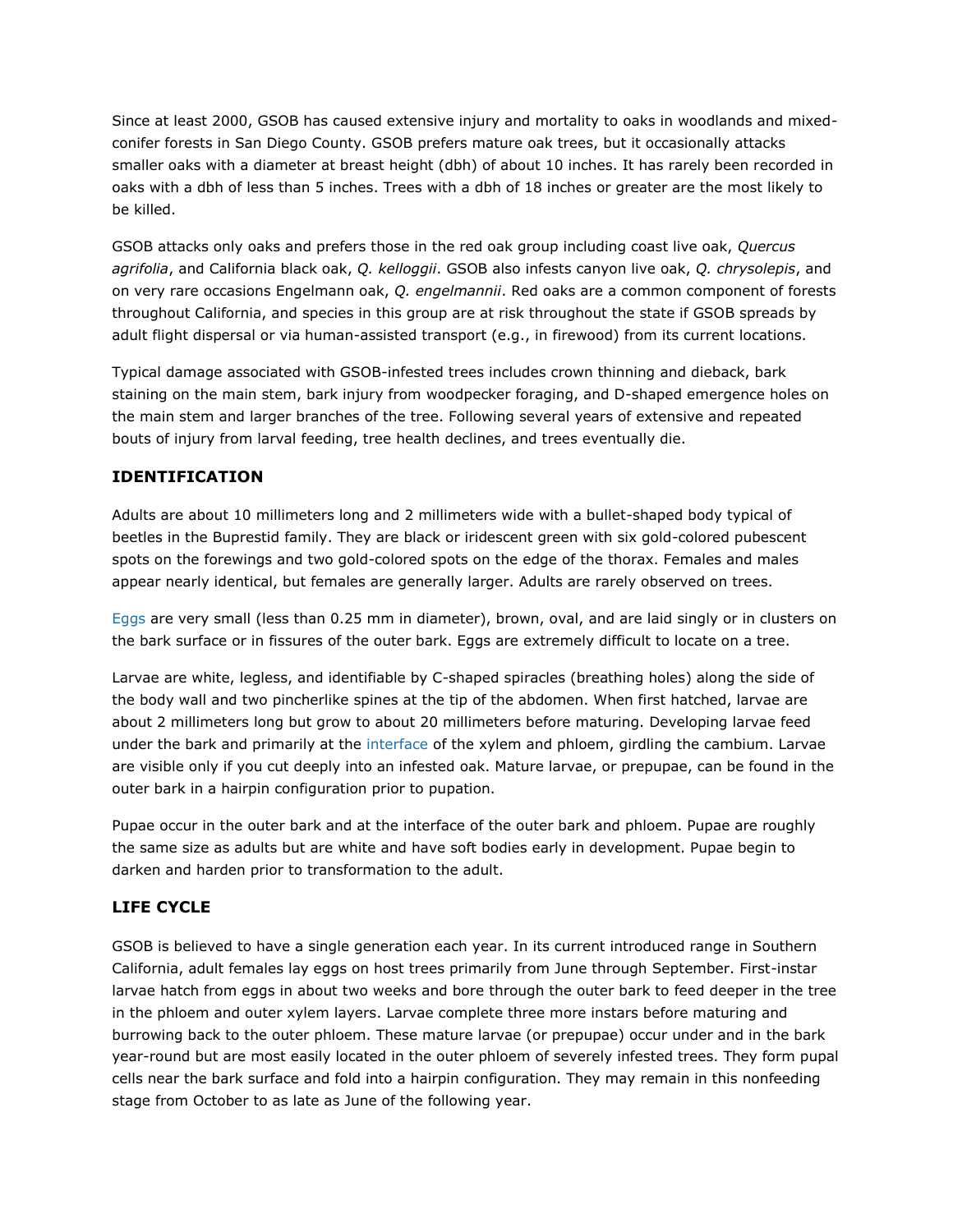Since at least 2000, GSOB has caused extensive injury and mortality to oaks in woodlands and mixed-conifer forests in San Diego County. GSOB prefers mature oak trees, but it occasionally attacks smaller oaks with a diameter at breast height (dbh) of about 10 inches. It has rarely been recorded in oaks with a dbh of less than 5 inches. Trees with a dbh of 18 inches or greater are the most likely to be killed.

GSOB attacks only oaks and prefers those in the red oak group including coast live oak, *Quercus agrifolia*, and California black oak, *Q. kelloggii*. GSOB also infests canyon live oak, *Q. chrysolepis*, and on very rare occasions Engelmann oak, *Q. engelmannii*. Red oaks are a common component of forests throughout California, and species in this group are at risk throughout the state if GSOB spreads by adult flight dispersal or via human-assisted transport (e.g., in firewood) from its current locations.

Typical damage associated with GSOB-infested trees includes crown thinning and dieback, bark staining on the main stem, bark injury from woodpecker foraging, and D-shaped emergence holes on the main stem and larger branches of the tree. Following several years of extensive and repeated bouts of injury from larval feeding, tree health declines, and trees eventually die.

## IDENTIFICATION

Adults are about 10 millimeters long and 2 millimeters wide with a bullet-shaped body typical of beetles in the Buprestid family. They are black or iridescent green with six gold-colored pubescent spots on the forewings and two gold-colored spots on the edge of the thorax. Females and males appear nearly identical, but females are generally larger. Adults are rarely observed on trees.

Eggs are very small (less than 0.25 mm in diameter), brown, oval, and are laid singly or in clusters on the bark surface or in fissures of the outer bark. Eggs are extremely difficult to locate on a tree.

Larvae are white, legless, and identifiable by C-shaped spiracles (breathing holes) along the side of the body wall and two pincherlike spines at the tip of the abdomen. When first hatched, larvae are about 2 millimeters long but grow to about 20 millimeters before maturing. Developing larvae feed under the bark and primarily at the interface of the xylem and phloem, girdling the cambium. Larvae are visible only if you cut deeply into an infested oak. Mature larvae, or prepupae, can be found in the outer bark in a hairpin configuration prior to pupation.

Pupae occur in the outer bark and at the interface of the outer bark and phloem. Pupae are roughly the same size as adults but are white and have soft bodies early in development. Pupae begin to darken and harden prior to transformation to the adult.

## LIFE CYCLE

GSOB is believed to have a single generation each year. In its current introduced range in Southern California, adult females lay eggs on host trees primarily from June through September. First-instar larvae hatch from eggs in about two weeks and bore through the outer bark to feed deeper in the tree in the phloem and outer xylem layers. Larvae complete three more instars before maturing and burrowing back to the outer phloem. These mature larvae (or prepupae) occur under and in the bark year-round but are most easily located in the outer phloem of severely infested trees. They form pupal cells near the bark surface and fold into a hairpin configuration. They may remain in this nonfeeding stage from October to as late as June of the following year.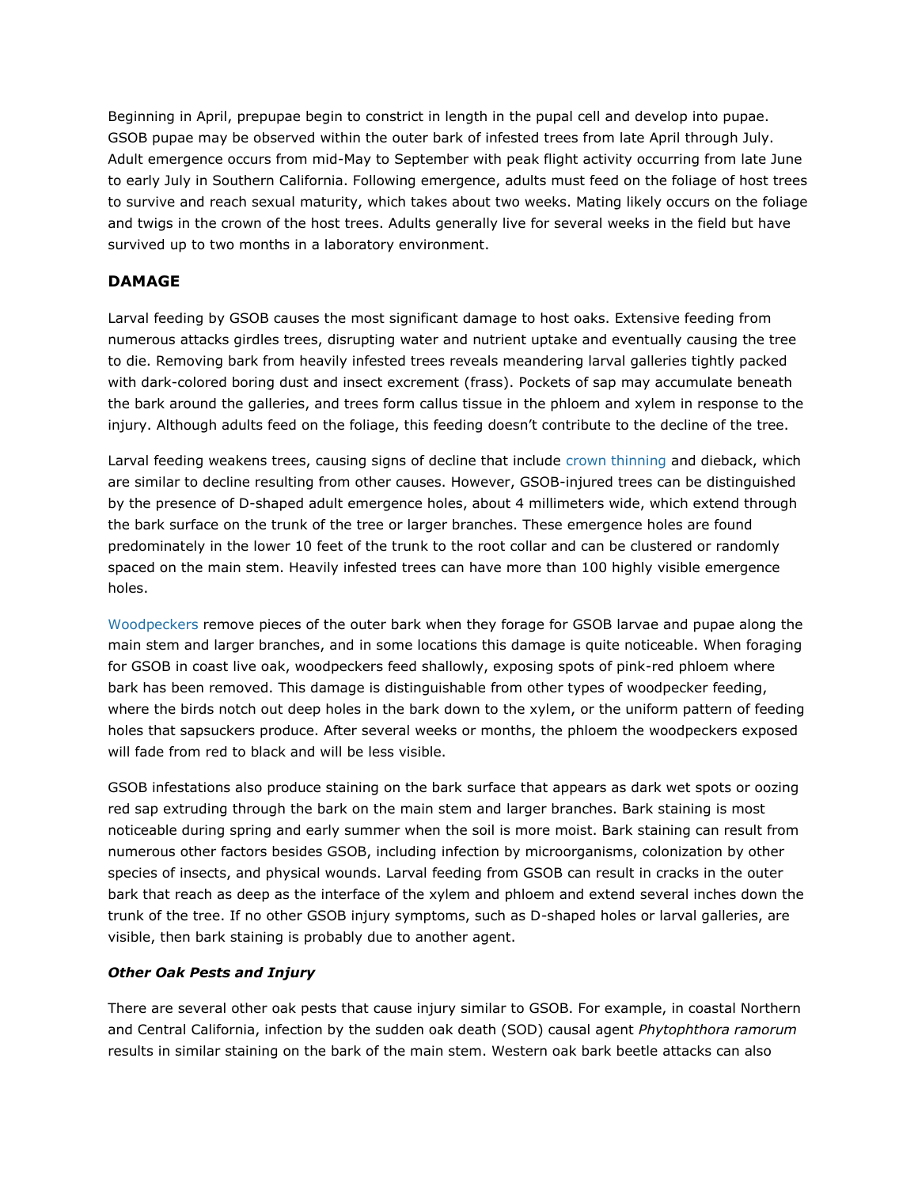Beginning in April, prepupae begin to constrict in length in the pupal cell and develop into pupae. GSOB pupae may be observed within the outer bark of infested trees from late April through July. Adult emergence occurs from mid-May to September with peak flight activity occurring from late June to early July in Southern California. Following emergence, adults must feed on the foliage of host trees to survive and reach sexual maturity, which takes about two weeks. Mating likely occurs on the foliage and twigs in the crown of the host trees. Adults generally live for several weeks in the field but have survived up to two months in a laboratory environment.

## DAMAGE

Larval feeding by GSOB causes the most significant damage to host oaks. Extensive feeding from numerous attacks girdles trees, disrupting water and nutrient uptake and eventually causing the tree to die. Removing bark from heavily infested trees reveals meandering larval galleries tightly packed with dark-colored boring dust and insect excrement (frass). Pockets of sap may accumulate beneath the bark around the galleries, and trees form callus tissue in the phloem and xylem in response to the injury. Although adults feed on the foliage, this feeding doesn't contribute to the decline of the tree.

Larval feeding weakens trees, causing signs of decline that include crown thinning and dieback, which are similar to decline resulting from other causes. However, GSOB-injured trees can be distinguished by the presence of D-shaped adult emergence holes, about 4 millimeters wide, which extend through the bark surface on the trunk of the tree or larger branches. These emergence holes are found predominately in the lower 10 feet of the trunk to the root collar and can be clustered or randomly spaced on the main stem. Heavily infested trees can have more than 100 highly visible emergence holes.

Woodpeckers remove pieces of the outer bark when they forage for GSOB larvae and pupae along the main stem and larger branches, and in some locations this damage is quite noticeable. When foraging for GSOB in coast live oak, woodpeckers feed shallowly, exposing spots of pink-red phloem where bark has been removed. This damage is distinguishable from other types of woodpecker feeding, where the birds notch out deep holes in the bark down to the xylem, or the uniform pattern of feeding holes that sapsuckers produce. After several weeks or months, the phloem the woodpeckers exposed will fade from red to black and will be less visible.

GSOB infestations also produce staining on the bark surface that appears as dark wet spots or oozing red sap extruding through the bark on the main stem and larger branches. Bark staining is most noticeable during spring and early summer when the soil is more moist. Bark staining can result from numerous other factors besides GSOB, including infection by microorganisms, colonization by other species of insects, and physical wounds. Larval feeding from GSOB can result in cracks in the outer bark that reach as deep as the interface of the xylem and phloem and extend several inches down the trunk of the tree. If no other GSOB injury symptoms, such as D-shaped holes or larval galleries, are visible, then bark staining is probably due to another agent.

### *Other Oak Pests and Injury*

There are several other oak pests that cause injury similar to GSOB. For example, in coastal Northern and Central California, infection by the sudden oak death (SOD) causal agent *Phytophthora ramorum* results in similar staining on the bark of the main stem. Western oak bark beetle attacks can also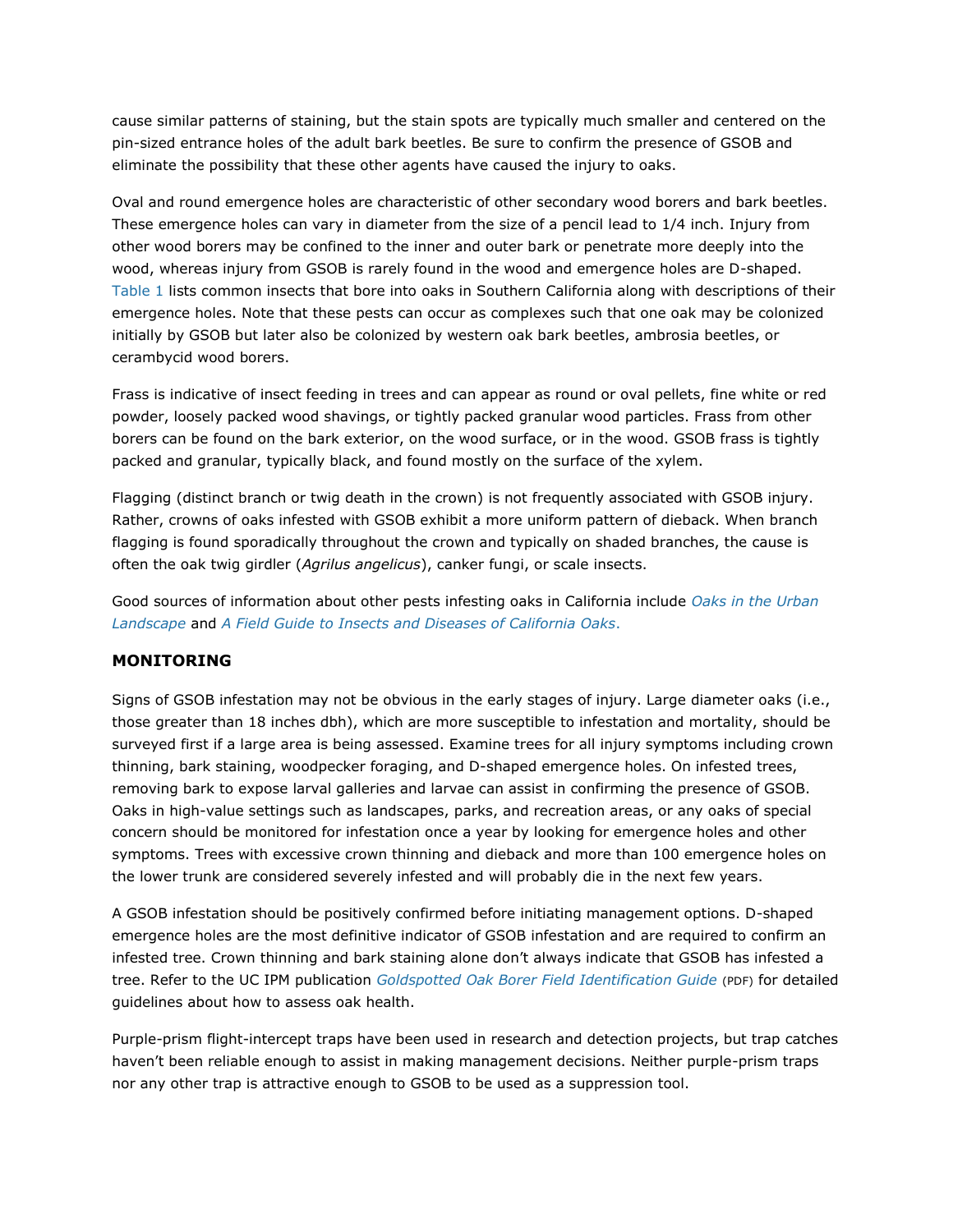cause similar patterns of staining, but the stain spots are typically much smaller and centered on the pin-sized entrance holes of the adult bark beetles. Be sure to confirm the presence of GSOB and eliminate the possibility that these other agents have caused the injury to oaks.

Oval and round emergence holes are characteristic of other secondary wood borers and bark beetles. These emergence holes can vary in diameter from the size of a pencil lead to 1/4 inch. Injury from other wood borers may be confined to the inner and outer bark or penetrate more deeply into the wood, whereas injury from GSOB is rarely found in the wood and emergence holes are D-shaped. Table 1 lists common insects that bore into oaks in Southern California along with descriptions of their emergence holes. Note that these pests can occur as complexes such that one oak may be colonized initially by GSOB but later also be colonized by western oak bark beetles, ambrosia beetles, or cerambycid wood borers.

Frass is indicative of insect feeding in trees and can appear as round or oval pellets, fine white or red powder, loosely packed wood shavings, or tightly packed granular wood particles. Frass from other borers can be found on the bark exterior, on the wood surface, or in the wood. GSOB frass is tightly packed and granular, typically black, and found mostly on the surface of the xylem.

Flagging (distinct branch or twig death in the crown) is not frequently associated with GSOB injury. Rather, crowns of oaks infested with GSOB exhibit a more uniform pattern of dieback. When branch flagging is found sporadically throughout the crown and typically on shaded branches, the cause is often the oak twig girdler (*Agrilus angelicus*), canker fungi, or scale insects.

Good sources of information about other pests infesting oaks in California include *Oaks in the Urban Landscape* and *A Field Guide to Insects and Diseases of California Oaks*.

## MONITORING

Signs of GSOB infestation may not be obvious in the early stages of injury. Large diameter oaks (i.e., those greater than 18 inches dbh), which are more susceptible to infestation and mortality, should be surveyed first if a large area is being assessed. Examine trees for all injury symptoms including crown thinning, bark staining, woodpecker foraging, and D-shaped emergence holes. On infested trees, removing bark to expose larval galleries and larvae can assist in confirming the presence of GSOB. Oaks in high-value settings such as landscapes, parks, and recreation areas, or any oaks of special concern should be monitored for infestation once a year by looking for emergence holes and other symptoms. Trees with excessive crown thinning and dieback and more than 100 emergence holes on the lower trunk are considered severely infested and will probably die in the next few years.

A GSOB infestation should be positively confirmed before initiating management options. D-shaped emergence holes are the most definitive indicator of GSOB infestation and are required to confirm an infested tree. Crown thinning and bark staining alone don't always indicate that GSOB has infested a tree. Refer to the UC IPM publication *Goldspotted Oak Borer Field Identification Guide* (PDF) for detailed guidelines about how to assess oak health.

Purple-prism flight-intercept traps have been used in research and detection projects, but trap catches haven't been reliable enough to assist in making management decisions. Neither purple-prism traps nor any other trap is attractive enough to GSOB to be used as a suppression tool.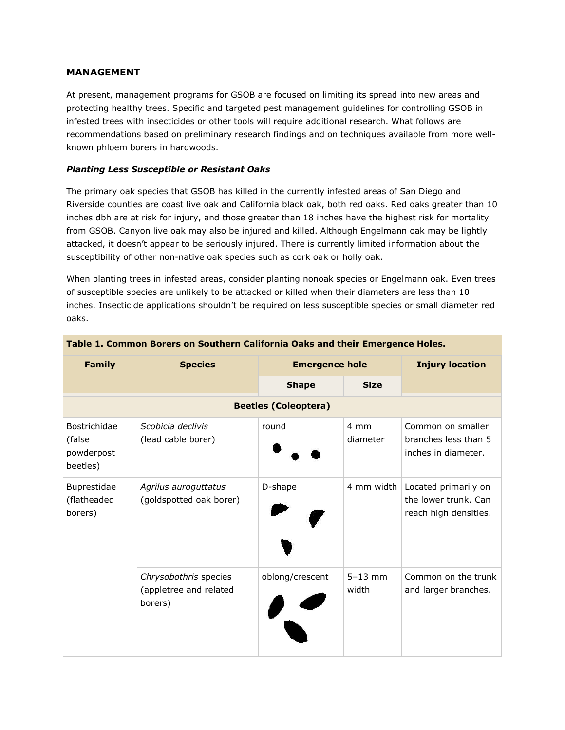## MANAGEMENT

At present, management programs for GSOB are focused on limiting its spread into new areas and protecting healthy trees. Specific and targeted pest management guidelines for controlling GSOB in infested trees with insecticides or other tools will require additional research. What follows are recommendations based on preliminary research findings and on techniques available from more well-known phloem borers in hardwoods.

### *Planting Less Susceptible or Resistant Oaks*

The primary oak species that GSOB has killed in the currently infested areas of San Diego and Riverside counties are coast live oak and California black oak, both red oaks. Red oaks greater than 10 inches dbh are at risk for injury, and those greater than 18 inches have the highest risk for mortality from GSOB. Canyon live oak may also be injured and killed. Although Engelmann oak may be lightly attacked, it doesn't appear to be seriously injured. There is currently limited information about the susceptibility of other non-native oak species such as cork oak or holly oak.

When planting trees in infested areas, consider planting nonoak species or Engelmann oak. Even trees of susceptible species are unlikely to be attacked or killed when their diameters are less than 10 inches. Insecticide applications shouldn't be required on less susceptible species or small diameter red oaks.

**Table 1. Common Borers on Southern California Oaks and their Emergence Holes.**

| Family | Species | Emergence hole | | Injury location |
|---|---|---|---|---|
| | | Shape | Size | |
| **Beetles (Coleoptera)** | | | | |
| Bostrichidae (false powderpost beetles) | *Scobicia declivis* (lead cable borer) | round | 4 mm diameter | Common on smaller branches less than 5 inches in diameter. |
| Buprestidae (flatheaded borers) | *Agrilus auroguttatus* (goldspotted oak borer) | D-shape | 4 mm width | Located primarily on the lower trunk. Can reach high densities. |
| | *Chrysobothris* species (appletree and related borers) | oblong/crescent | 5–13 mm width | Common on the trunk and larger branches. |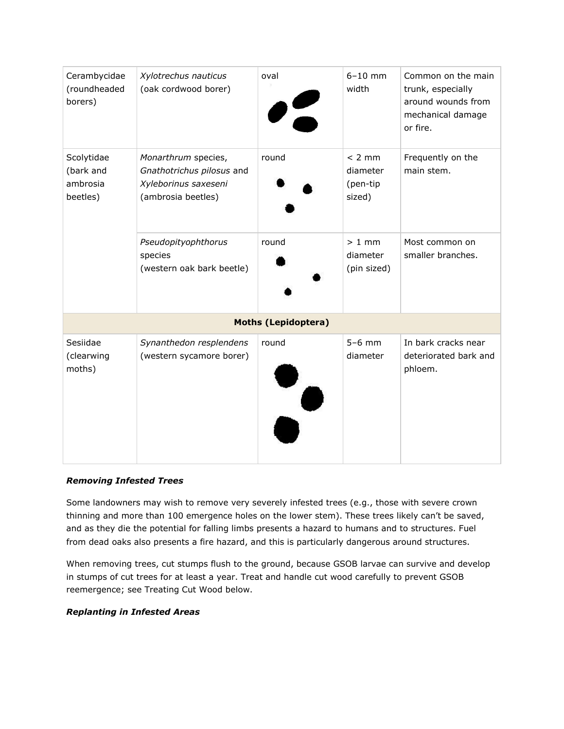| | | | | |
|---|---|---|---|---|
| Cerambycidae (roundheaded borers) | *Xylotrechus nauticus* (oak cordwood borer) | oval | 6–10 mm width | Common on the main trunk, especially around wounds from mechanical damage or fire. |
| Scolytidae (bark and ambrosia beetles) | *Monarthrum* species, *Gnathotrichus pilosus* and *Xyleborinus saxeseni* (ambrosia beetles) | round | < 2 mm diameter (pen-tip sized) | Frequently on the main stem. |
| | *Pseudopityophthorus* species (western oak bark beetle) | round | > 1 mm diameter (pin sized) | Most common on smaller branches. |
| **Moths (Lepidoptera)** | | | | |
| Sesiidae (clearwing moths) | *Synanthedon resplendens* (western sycamore borer) | round | 5–6 mm diameter | In bark cracks near deteriorated bark and phloem. |

### *Removing Infested Trees*

Some landowners may wish to remove very severely infested trees (e.g., those with severe crown thinning and more than 100 emergence holes on the lower stem). These trees likely can't be saved, and as they die the potential for falling limbs presents a hazard to humans and to structures. Fuel from dead oaks also presents a fire hazard, and this is particularly dangerous around structures.

When removing trees, cut stumps flush to the ground, because GSOB larvae can survive and develop in stumps of cut trees for at least a year. Treat and handle cut wood carefully to prevent GSOB reemergence; see Treating Cut Wood below.

### *Replanting in Infested Areas*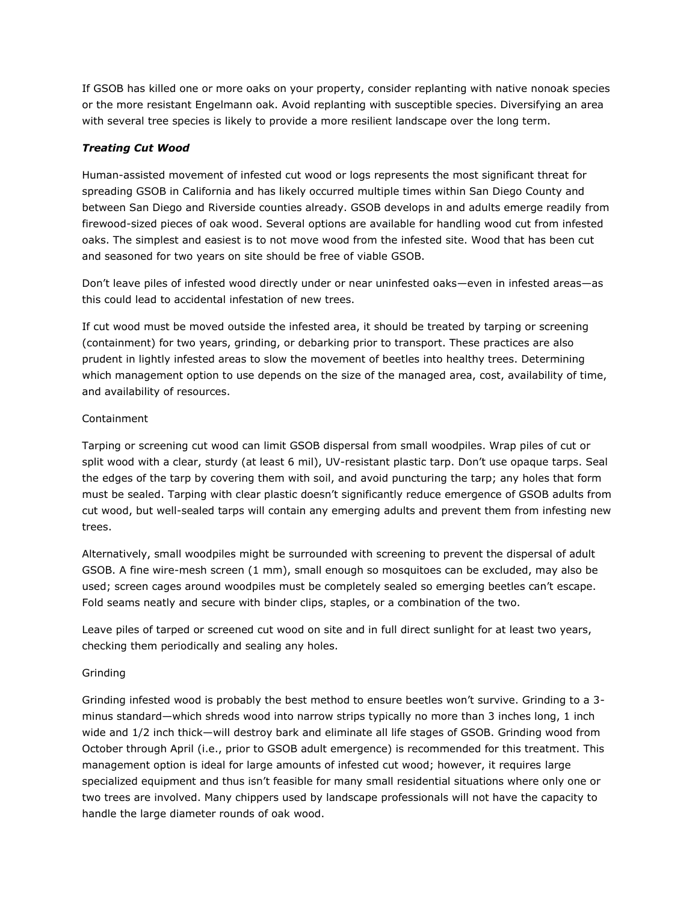If GSOB has killed one or more oaks on your property, consider replanting with native nonoak species or the more resistant Engelmann oak. Avoid replanting with susceptible species. Diversifying an area with several tree species is likely to provide a more resilient landscape over the long term.

### ***Treating Cut Wood***

Human-assisted movement of infested cut wood or logs represents the most significant threat for spreading GSOB in California and has likely occurred multiple times within San Diego County and between San Diego and Riverside counties already. GSOB develops in and adults emerge readily from firewood-sized pieces of oak wood. Several options are available for handling wood cut from infested oaks. The simplest and easiest is to not move wood from the infested site. Wood that has been cut and seasoned for two years on site should be free of viable GSOB.

Don't leave piles of infested wood directly under or near uninfested oaks—even in infested areas—as this could lead to accidental infestation of new trees.

If cut wood must be moved outside the infested area, it should be treated by tarping or screening (containment) for two years, grinding, or debarking prior to transport. These practices are also prudent in lightly infested areas to slow the movement of beetles into healthy trees. Determining which management option to use depends on the size of the managed area, cost, availability of time, and availability of resources.

#### Containment

Tarping or screening cut wood can limit GSOB dispersal from small woodpiles. Wrap piles of cut or split wood with a clear, sturdy (at least 6 mil), UV-resistant plastic tarp. Don't use opaque tarps. Seal the edges of the tarp by covering them with soil, and avoid puncturing the tarp; any holes that form must be sealed. Tarping with clear plastic doesn't significantly reduce emergence of GSOB adults from cut wood, but well-sealed tarps will contain any emerging adults and prevent them from infesting new trees.

Alternatively, small woodpiles might be surrounded with screening to prevent the dispersal of adult GSOB. A fine wire-mesh screen (1 mm), small enough so mosquitoes can be excluded, may also be used; screen cages around woodpiles must be completely sealed so emerging beetles can't escape. Fold seams neatly and secure with binder clips, staples, or a combination of the two.

Leave piles of tarped or screened cut wood on site and in full direct sunlight for at least two years, checking them periodically and sealing any holes.

#### Grinding

Grinding infested wood is probably the best method to ensure beetles won't survive. Grinding to a 3-minus standard—which shreds wood into narrow strips typically no more than 3 inches long, 1 inch wide and 1/2 inch thick—will destroy bark and eliminate all life stages of GSOB. Grinding wood from October through April (i.e., prior to GSOB adult emergence) is recommended for this treatment. This management option is ideal for large amounts of infested cut wood; however, it requires large specialized equipment and thus isn't feasible for many small residential situations where only one or two trees are involved. Many chippers used by landscape professionals will not have the capacity to handle the large diameter rounds of oak wood.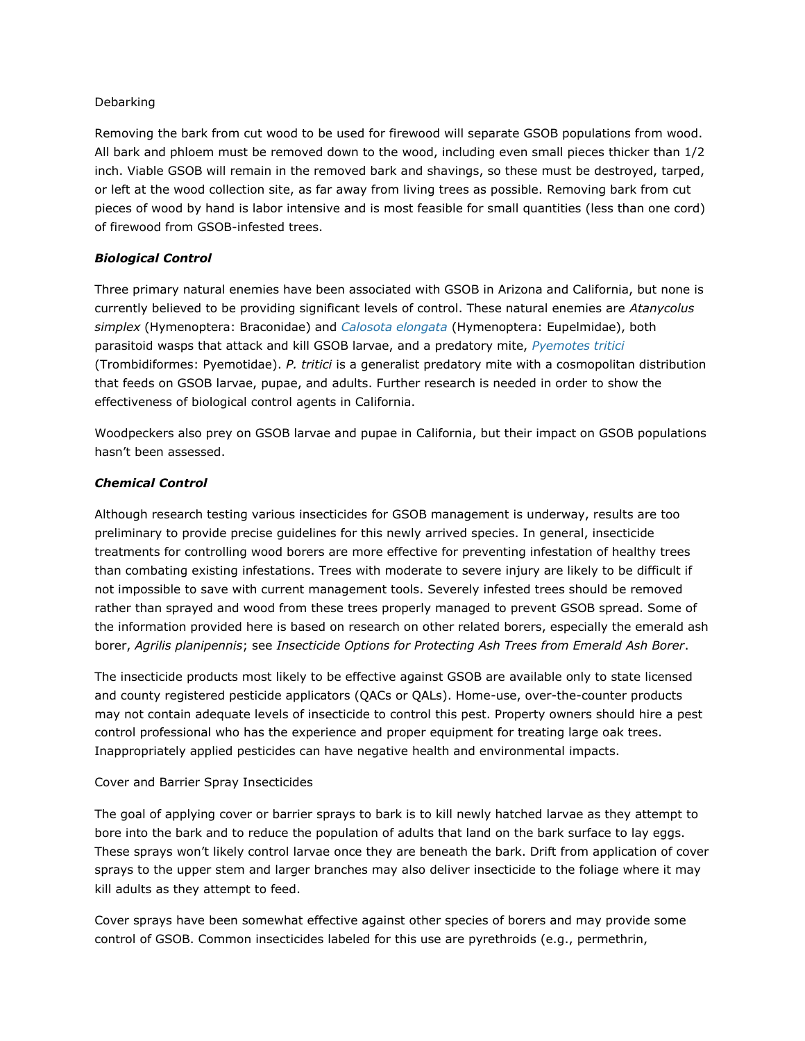Debarking

Removing the bark from cut wood to be used for firewood will separate GSOB populations from wood. All bark and phloem must be removed down to the wood, including even small pieces thicker than 1/2 inch. Viable GSOB will remain in the removed bark and shavings, so these must be destroyed, tarped, or left at the wood collection site, as far away from living trees as possible. Removing bark from cut pieces of wood by hand is labor intensive and is most feasible for small quantities (less than one cord) of firewood from GSOB-infested trees.

***Biological Control***

Three primary natural enemies have been associated with GSOB in Arizona and California, but none is currently believed to be providing significant levels of control. These natural enemies are *Atanycolus simplex* (Hymenoptera: Braconidae) and *Calosota elongata* (Hymenoptera: Eupelmidae), both parasitoid wasps that attack and kill GSOB larvae, and a predatory mite, *Pyemotes tritici* (Trombidiformes: Pyemotidae). *P. tritici* is a generalist predatory mite with a cosmopolitan distribution that feeds on GSOB larvae, pupae, and adults. Further research is needed in order to show the effectiveness of biological control agents in California.

Woodpeckers also prey on GSOB larvae and pupae in California, but their impact on GSOB populations hasn't been assessed.

***Chemical Control***

Although research testing various insecticides for GSOB management is underway, results are too preliminary to provide precise guidelines for this newly arrived species. In general, insecticide treatments for controlling wood borers are more effective for preventing infestation of healthy trees than combating existing infestations. Trees with moderate to severe injury are likely to be difficult if not impossible to save with current management tools. Severely infested trees should be removed rather than sprayed and wood from these trees properly managed to prevent GSOB spread. Some of the information provided here is based on research on other related borers, especially the emerald ash borer, *Agrilis planipennis*; see *Insecticide Options for Protecting Ash Trees from Emerald Ash Borer*.

The insecticide products most likely to be effective against GSOB are available only to state licensed and county registered pesticide applicators (QACs or QALs). Home-use, over-the-counter products may not contain adequate levels of insecticide to control this pest. Property owners should hire a pest control professional who has the experience and proper equipment for treating large oak trees. Inappropriately applied pesticides can have negative health and environmental impacts.

Cover and Barrier Spray Insecticides

The goal of applying cover or barrier sprays to bark is to kill newly hatched larvae as they attempt to bore into the bark and to reduce the population of adults that land on the bark surface to lay eggs. These sprays won't likely control larvae once they are beneath the bark. Drift from application of cover sprays to the upper stem and larger branches may also deliver insecticide to the foliage where it may kill adults as they attempt to feed.

Cover sprays have been somewhat effective against other species of borers and may provide some control of GSOB. Common insecticides labeled for this use are pyrethroids (e.g., permethrin,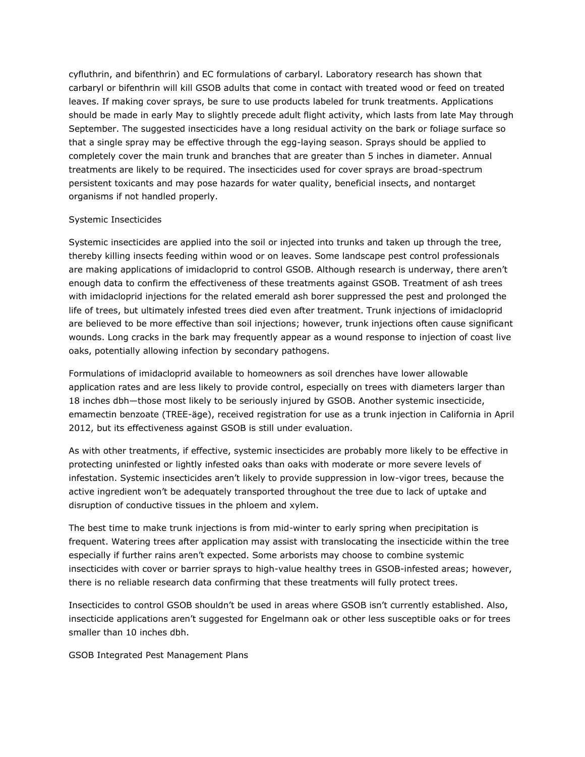cyfluthrin, and bifenthrin) and EC formulations of carbaryl. Laboratory research has shown that carbaryl or bifenthrin will kill GSOB adults that come in contact with treated wood or feed on treated leaves. If making cover sprays, be sure to use products labeled for trunk treatments. Applications should be made in early May to slightly precede adult flight activity, which lasts from late May through September. The suggested insecticides have a long residual activity on the bark or foliage surface so that a single spray may be effective through the egg-laying season. Sprays should be applied to completely cover the main trunk and branches that are greater than 5 inches in diameter. Annual treatments are likely to be required. The insecticides used for cover sprays are broad-spectrum persistent toxicants and may pose hazards for water quality, beneficial insects, and nontarget organisms if not handled properly.

### Systemic Insecticides

Systemic insecticides are applied into the soil or injected into trunks and taken up through the tree, thereby killing insects feeding within wood or on leaves. Some landscape pest control professionals are making applications of imidacloprid to control GSOB. Although research is underway, there aren't enough data to confirm the effectiveness of these treatments against GSOB. Treatment of ash trees with imidacloprid injections for the related emerald ash borer suppressed the pest and prolonged the life of trees, but ultimately infested trees died even after treatment. Trunk injections of imidacloprid are believed to be more effective than soil injections; however, trunk injections often cause significant wounds. Long cracks in the bark may frequently appear as a wound response to injection of coast live oaks, potentially allowing infection by secondary pathogens.

Formulations of imidacloprid available to homeowners as soil drenches have lower allowable application rates and are less likely to provide control, especially on trees with diameters larger than 18 inches dbh—those most likely to be seriously injured by GSOB. Another systemic insecticide, emamectin benzoate (TREE-äge), received registration for use as a trunk injection in California in April 2012, but its effectiveness against GSOB is still under evaluation.

As with other treatments, if effective, systemic insecticides are probably more likely to be effective in protecting uninfested or lightly infested oaks than oaks with moderate or more severe levels of infestation. Systemic insecticides aren't likely to provide suppression in low-vigor trees, because the active ingredient won't be adequately transported throughout the tree due to lack of uptake and disruption of conductive tissues in the phloem and xylem.

The best time to make trunk injections is from mid-winter to early spring when precipitation is frequent. Watering trees after application may assist with translocating the insecticide within the tree especially if further rains aren't expected. Some arborists may choose to combine systemic insecticides with cover or barrier sprays to high-value healthy trees in GSOB-infested areas; however, there is no reliable research data confirming that these treatments will fully protect trees.

Insecticides to control GSOB shouldn't be used in areas where GSOB isn't currently established. Also, insecticide applications aren't suggested for Engelmann oak or other less susceptible oaks or for trees smaller than 10 inches dbh.

## GSOB Integrated Pest Management Plans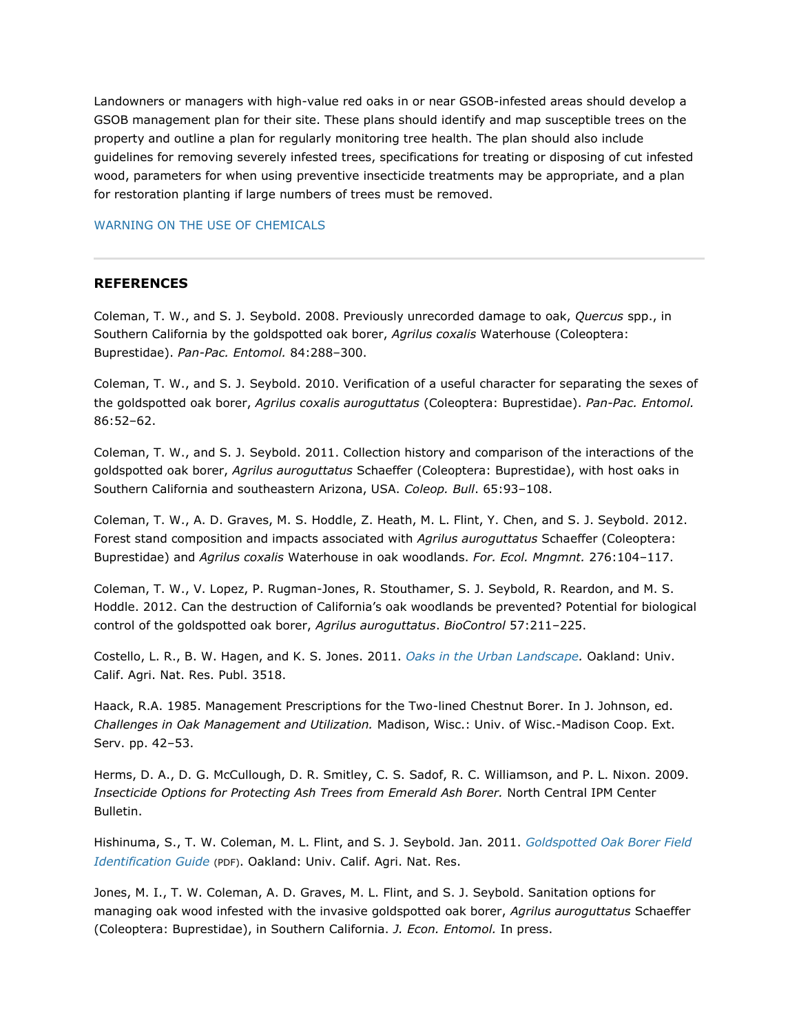Landowners or managers with high-value red oaks in or near GSOB-infested areas should develop a GSOB management plan for their site. These plans should identify and map susceptible trees on the property and outline a plan for regularly monitoring tree health. The plan should also include guidelines for removing severely infested trees, specifications for treating or disposing of cut infested wood, parameters for when using preventive insecticide treatments may be appropriate, and a plan for restoration planting if large numbers of trees must be removed.

WARNING ON THE USE OF CHEMICALS

---

## REFERENCES

Coleman, T. W., and S. J. Seybold. 2008. Previously unrecorded damage to oak, *Quercus* spp., in Southern California by the goldspotted oak borer, *Agrilus coxalis* Waterhouse (Coleoptera: Buprestidae). *Pan-Pac. Entomol.* 84:288–300.

Coleman, T. W., and S. J. Seybold. 2010. Verification of a useful character for separating the sexes of the goldspotted oak borer, *Agrilus coxalis auroguttatus* (Coleoptera: Buprestidae). *Pan-Pac. Entomol.* 86:52–62.

Coleman, T. W., and S. J. Seybold. 2011. Collection history and comparison of the interactions of the goldspotted oak borer, *Agrilus auroguttatus* Schaeffer (Coleoptera: Buprestidae), with host oaks in Southern California and southeastern Arizona, USA. *Coleop. Bull*. 65:93–108.

Coleman, T. W., A. D. Graves, M. S. Hoddle, Z. Heath, M. L. Flint, Y. Chen, and S. J. Seybold. 2012. Forest stand composition and impacts associated with *Agrilus auroguttatus* Schaeffer (Coleoptera: Buprestidae) and *Agrilus coxalis* Waterhouse in oak woodlands. *For. Ecol. Mngmnt.* 276:104–117.

Coleman, T. W., V. Lopez, P. Rugman-Jones, R. Stouthamer, S. J. Seybold, R. Reardon, and M. S. Hoddle. 2012. Can the destruction of California's oak woodlands be prevented? Potential for biological control of the goldspotted oak borer, *Agrilus auroguttatus*. *BioControl* 57:211–225.

Costello, L. R., B. W. Hagen, and K. S. Jones. 2011. *Oaks in the Urban Landscape.* Oakland: Univ. Calif. Agri. Nat. Res. Publ. 3518.

Haack, R.A. 1985. Management Prescriptions for the Two-lined Chestnut Borer. In J. Johnson, ed. *Challenges in Oak Management and Utilization.* Madison, Wisc.: Univ. of Wisc.-Madison Coop. Ext. Serv. pp. 42–53.

Herms, D. A., D. G. McCullough, D. R. Smitley, C. S. Sadof, R. C. Williamson, and P. L. Nixon. 2009. *Insecticide Options for Protecting Ash Trees from Emerald Ash Borer.* North Central IPM Center Bulletin.

Hishinuma, S., T. W. Coleman, M. L. Flint, and S. J. Seybold. Jan. 2011. *Goldspotted Oak Borer Field Identification Guide* (PDF). Oakland: Univ. Calif. Agri. Nat. Res.

Jones, M. I., T. W. Coleman, A. D. Graves, M. L. Flint, and S. J. Seybold. Sanitation options for managing oak wood infested with the invasive goldspotted oak borer, *Agrilus auroguttatus* Schaeffer (Coleoptera: Buprestidae), in Southern California. *J. Econ. Entomol.* In press.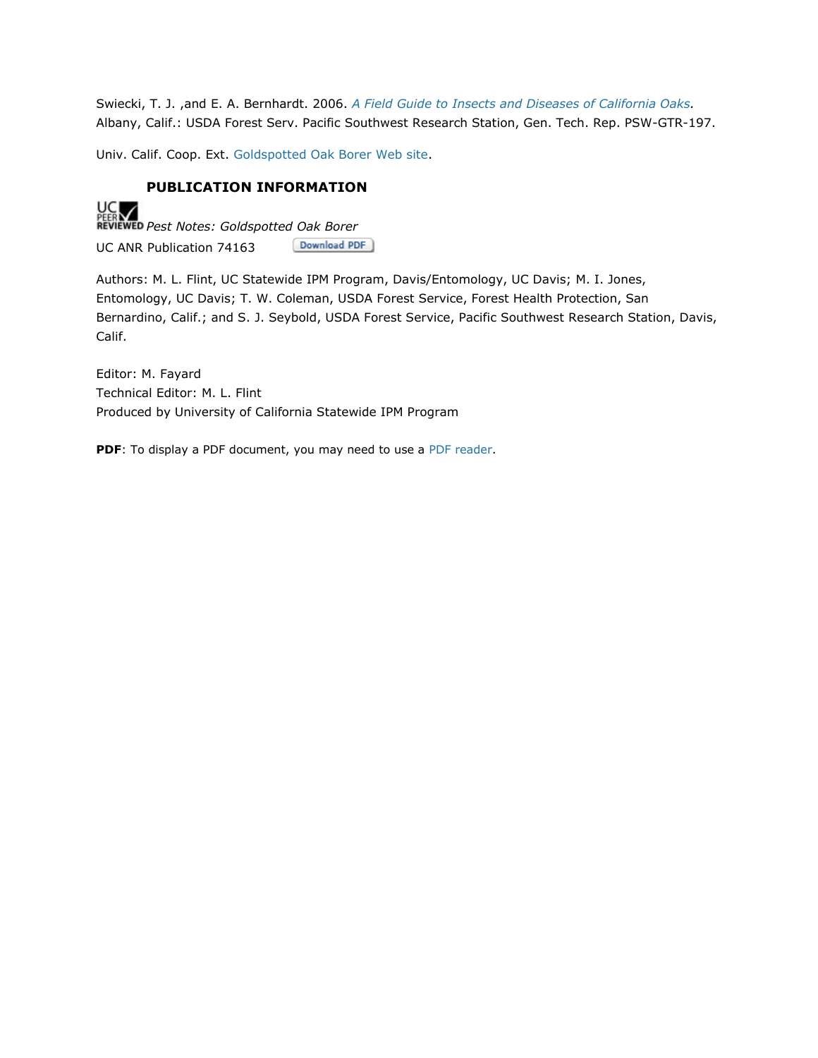Swiecki, T. J. ,and E. A. Bernhardt. 2006. *A Field Guide to Insects and Diseases of California Oaks*. Albany, Calif.: USDA Forest Serv. Pacific Southwest Research Station, Gen. Tech. Rep. PSW-GTR-197.

Univ. Calif. Coop. Ext. Goldspotted Oak Borer Web site.

### PUBLICATION INFORMATION

UC PEER REVIEWED *Pest Notes: Goldspotted Oak Borer*

UC ANR Publication 74163 Download PDF

Authors: M. L. Flint, UC Statewide IPM Program, Davis/Entomology, UC Davis; M. I. Jones, Entomology, UC Davis; T. W. Coleman, USDA Forest Service, Forest Health Protection, San Bernardino, Calif.; and S. J. Seybold, USDA Forest Service, Pacific Southwest Research Station, Davis, Calif.

Editor: M. Fayard
Technical Editor: M. L. Flint
Produced by University of California Statewide IPM Program

**PDF**: To display a PDF document, you may need to use a PDF reader.